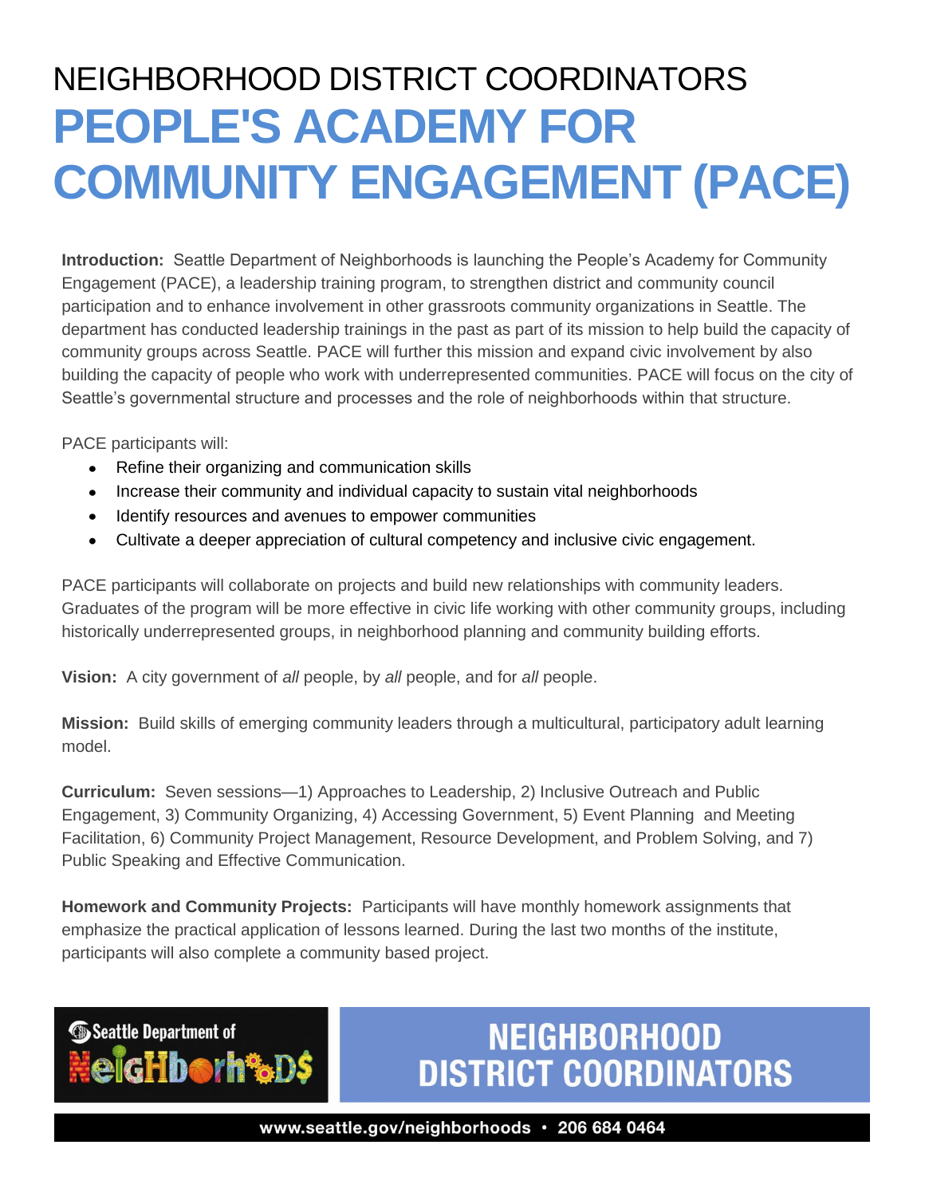# NEIGHBORHOOD DISTRICT COORDINATORS

# PEOPLE'S ACADEMY FOR COMMUNITY ENGAGEMENT (PACE)

**Introduction:** Seattle Department of Neighborhoods is launching the People's Academy for Community Engagement (PACE), a leadership training program, to strengthen district and community council participation and to enhance involvement in other grassroots community organizations in Seattle. The department has conducted leadership trainings in the past as part of its mission to help build the capacity of community groups across Seattle. PACE will further this mission and expand civic involvement by also building the capacity of people who work with underrepresented communities. PACE will focus on the city of Seattle's governmental structure and processes and the role of neighborhoods within that structure.

PACE participants will:

- Refine their organizing and communication skills
- Increase their community and individual capacity to sustain vital neighborhoods
- Identify resources and avenues to empower communities
- Cultivate a deeper appreciation of cultural competency and inclusive civic engagement.

PACE participants will collaborate on projects and build new relationships with community leaders. Graduates of the program will be more effective in civic life working with other community groups, including historically underrepresented groups, in neighborhood planning and community building efforts.

**Vision:** A city government of *all* people, by *all* people, and for *all* people.

**Mission:** Build skills of emerging community leaders through a multicultural, participatory adult learning model.

**Curriculum:** Seven sessions—1) Approaches to Leadership, 2) Inclusive Outreach and Public Engagement, 3) Community Organizing, 4) Accessing Government, 5) Event Planning and Meeting Facilitation, 6) Community Project Management, Resource Development, and Problem Solving, and 7) Public Speaking and Effective Communication.

**Homework and Community Projects:** Participants will have monthly homework assignments that emphasize the practical application of lessons learned. During the last two months of the institute, participants will also complete a community based project.

Seattle Department of Neighborhoods

NEIGHBORHOOD DISTRICT COORDINATORS

www.seattle.gov/neighborhoods • 206 684 0464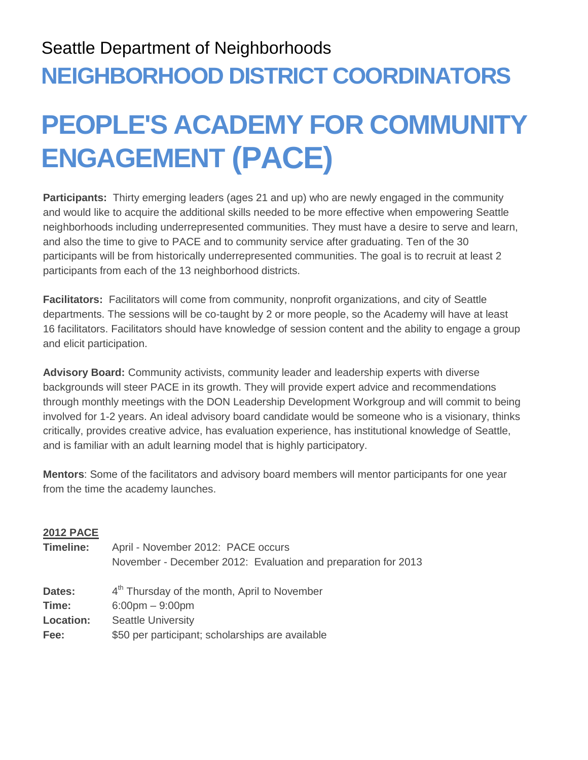Seattle Department of Neighborhoods

# NEIGHBORHOOD DISTRICT COORDINATORS

# PEOPLE'S ACADEMY FOR COMMUNITY ENGAGEMENT (PACE)

**Participants:** Thirty emerging leaders (ages 21 and up) who are newly engaged in the community and would like to acquire the additional skills needed to be more effective when empowering Seattle neighborhoods including underrepresented communities. They must have a desire to serve and learn, and also the time to give to PACE and to community service after graduating. Ten of the 30 participants will be from historically underrepresented communities. The goal is to recruit at least 2 participants from each of the 13 neighborhood districts.

**Facilitators:** Facilitators will come from community, nonprofit organizations, and city of Seattle departments. The sessions will be co-taught by 2 or more people, so the Academy will have at least 16 facilitators. Facilitators should have knowledge of session content and the ability to engage a group and elicit participation.

**Advisory Board:** Community activists, community leader and leadership experts with diverse backgrounds will steer PACE in its growth. They will provide expert advice and recommendations through monthly meetings with the DON Leadership Development Workgroup and will commit to being involved for 1-2 years. An ideal advisory board candidate would be someone who is a visionary, thinks critically, provides creative advice, has evaluation experience, has institutional knowledge of Seattle, and is familiar with an adult learning model that is highly participatory.

**Mentors**: Some of the facilitators and advisory board members will mentor participants for one year from the time the academy launches.

**2012 PACE**

| | |
|---|---|
| **Timeline:** | April - November 2012: PACE occurs<br>November - December 2012: Evaluation and preparation for 2013 |
| **Dates:** | 4th Thursday of the month, April to November |
| **Time:** | 6:00pm – 9:00pm |
| **Location:** | Seattle University |
| **Fee:** | $50 per participant; scholarships are available |